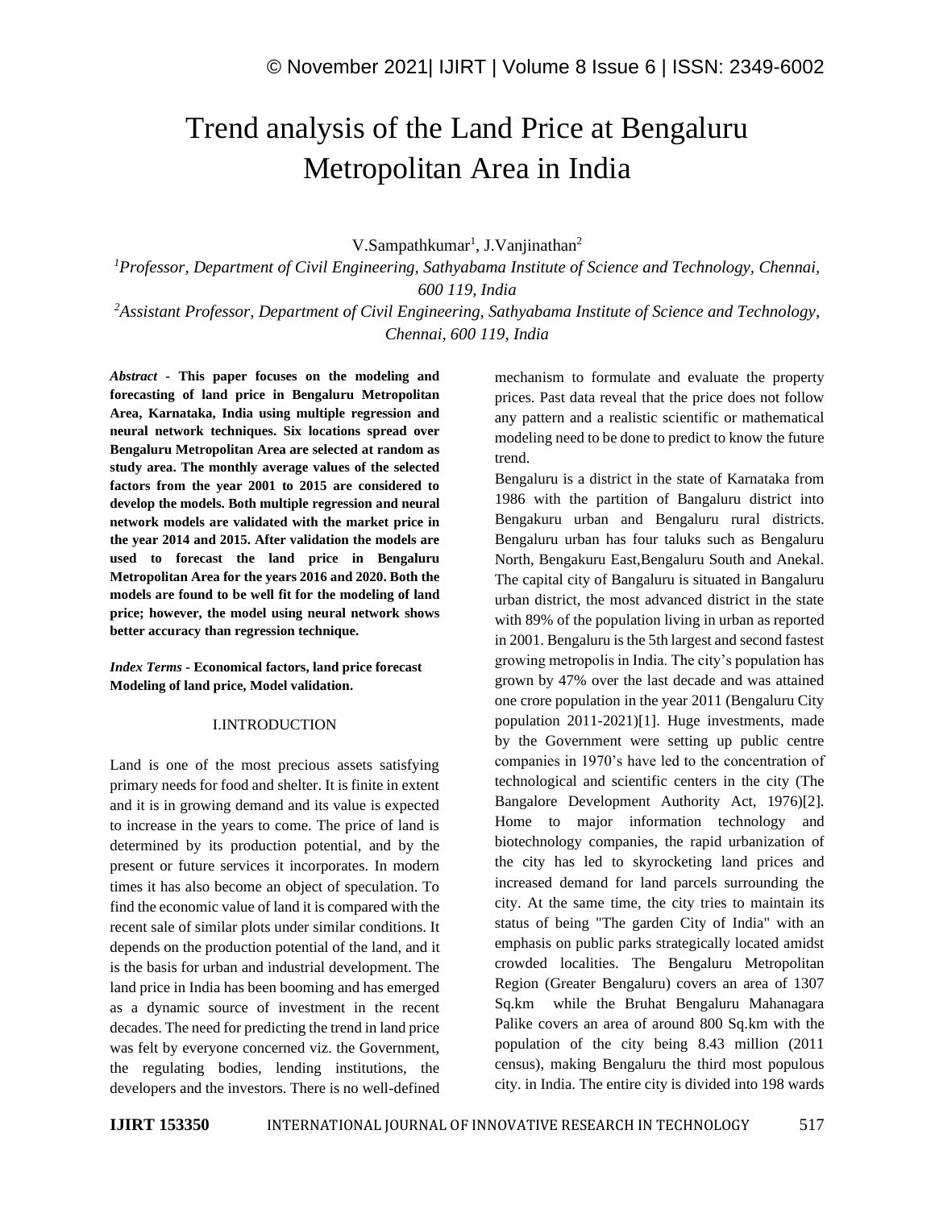# Trend analysis of the Land Price at Bengaluru Metropolitan Area in India

V.Sampathkumar[1], J.Vanjinathan[2]

[1]*Professor, Department of Civil Engineering, Sathyabama Institute of Science and Technology, Chennai, 600 119, India*

[2]*Assistant Professor, Department of Civil Engineering, Sathyabama Institute of Science and Technology, Chennai, 600 119, India*

***Abstract* - This paper focuses on the modeling and forecasting of land price in Bengaluru Metropolitan Area, Karnataka, India using multiple regression and neural network techniques. Six locations spread over Bengaluru Metropolitan Area are selected at random as study area. The monthly average values of the selected factors from the year 2001 to 2015 are considered to develop the models. Both multiple regression and neural network models are validated with the market price in the year 2014 and 2015. After validation the models are used to forecast the land price in Bengaluru Metropolitan Area for the years 2016 and 2020. Both the models are found to be well fit for the modeling of land price; however, the model using neural network shows better accuracy than regression technique.**

***Index Terms* - Economical factors, land price forecast Modeling of land price, Model validation.**

## I.INTRODUCTION

Land is one of the most precious assets satisfying primary needs for food and shelter. It is finite in extent and it is in growing demand and its value is expected to increase in the years to come. The price of land is determined by its production potential, and by the present or future services it incorporates. In modern times it has also become an object of speculation. To find the economic value of land it is compared with the recent sale of similar plots under similar conditions. It depends on the production potential of the land, and it is the basis for urban and industrial development. The land price in India has been booming and has emerged as a dynamic source of investment in the recent decades. The need for predicting the trend in land price was felt by everyone concerned viz. the Government, the regulating bodies, lending institutions, the developers and the investors. There is no well-defined mechanism to formulate and evaluate the property prices. Past data reveal that the price does not follow any pattern and a realistic scientific or mathematical modeling need to be done to predict to know the future trend.

Bengaluru is a district in the state of Karnataka from 1986 with the partition of Bangaluru district into Bengakuru urban and Bengaluru rural districts. Bengaluru urban has four taluks such as Bengaluru North, Bengakuru East,Bengaluru South and Anekal. The capital city of Bangaluru is situated in Bangaluru urban district, the most advanced district in the state with 89% of the population living in urban as reported in 2001. Bengaluru is the 5th largest and second fastest growing metropolis in India. The city's population has grown by 47% over the last decade and was attained one crore population in the year 2011 (Bengaluru City population 2011-2021)[1]. Huge investments, made by the Government were setting up public centre companies in 1970's have led to the concentration of technological and scientific centers in the city (The Bangalore Development Authority Act, 1976)[2]. Home to major information technology and biotechnology companies, the rapid urbanization of the city has led to skyrocketing land prices and increased demand for land parcels surrounding the city. At the same time, the city tries to maintain its status of being "The garden City of India" with an emphasis on public parks strategically located amidst crowded localities. The Bengaluru Metropolitan Region (Greater Bengaluru) covers an area of 1307 Sq.km while the Bruhat Bengaluru Mahanagara Palike covers an area of around 800 Sq.km with the population of the city being 8.43 million (2011 census), making Bengaluru the third most populous city. in India. The entire city is divided into 198 wards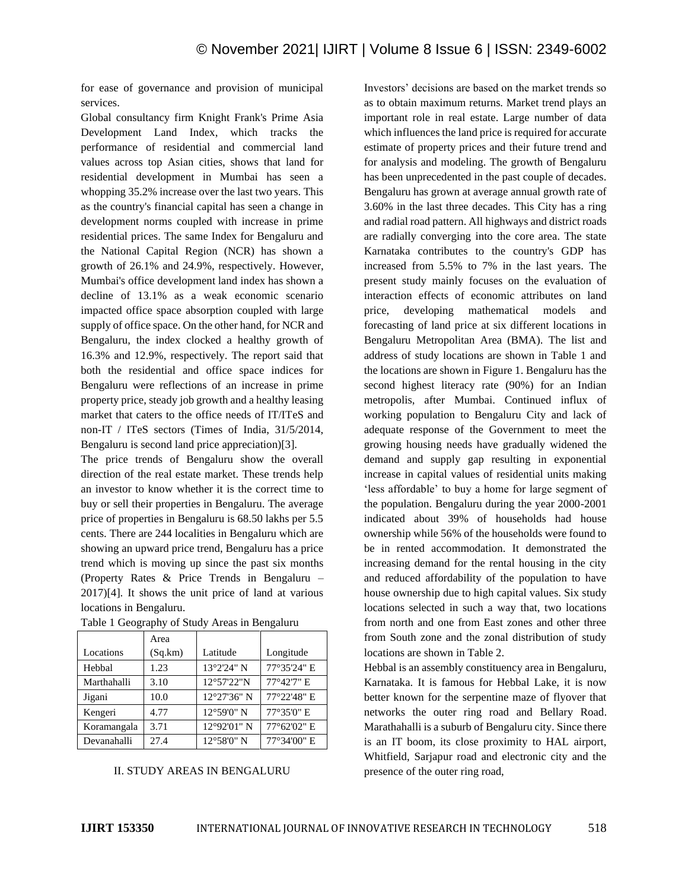for ease of governance and provision of municipal services.

Global consultancy firm Knight Frank's Prime Asia Development Land Index, which tracks the performance of residential and commercial land values across top Asian cities, shows that land for residential development in Mumbai has seen a whopping 35.2% increase over the last two years. This as the country's financial capital has seen a change in development norms coupled with increase in prime residential prices. The same Index for Bengaluru and the National Capital Region (NCR) has shown a growth of 26.1% and 24.9%, respectively. However, Mumbai's office development land index has shown a decline of 13.1% as a weak economic scenario impacted office space absorption coupled with large supply of office space. On the other hand, for NCR and Bengaluru, the index clocked a healthy growth of 16.3% and 12.9%, respectively. The report said that both the residential and office space indices for Bengaluru were reflections of an increase in prime property price, steady job growth and a healthy leasing market that caters to the office needs of IT/ITeS and non-IT / ITeS sectors (Times of India, 31/5/2014, Bengaluru is second land price appreciation)[3].

The price trends of Bengaluru show the overall direction of the real estate market. These trends help an investor to know whether it is the correct time to buy or sell their properties in Bengaluru. The average price of properties in Bengaluru is 68.50 lakhs per 5.5 cents. There are 244 localities in Bengaluru which are showing an upward price trend, Bengaluru has a price trend which is moving up since the past six months (Property Rates & Price Trends in Bengaluru – 2017)[4]. It shows the unit price of land at various locations in Bengaluru.

Table 1 Geography of Study Areas in Bengaluru

| Locations | Area (Sq.km) | Latitude | Longitude |
|---|---|---|---|
| Hebbal | 1.23 | 13°2'24" N | 77°35'24" E |
| Marthahalli | 3.10 | 12°57'22"N | 77°42'7" E |
| Jigani | 10.0 | 12°27'36" N | 77°22'48" E |
| Kengeri | 4.77 | 12°59'0" N | 77°35'0" E |
| Koramangala | 3.71 | 12°92'01" N | 77°62'02" E |
| Devanahalli | 27.4 | 12°58'0" N | 77°34'00" E |

## II. STUDY AREAS IN BENGALURU

Investors' decisions are based on the market trends so as to obtain maximum returns. Market trend plays an important role in real estate. Large number of data which influences the land price is required for accurate estimate of property prices and their future trend and for analysis and modeling. The growth of Bengaluru has been unprecedented in the past couple of decades. Bengaluru has grown at average annual growth rate of 3.60% in the last three decades. This City has a ring and radial road pattern. All highways and district roads are radially converging into the core area. The state Karnataka contributes to the country's GDP has increased from 5.5% to 7% in the last years. The present study mainly focuses on the evaluation of interaction effects of economic attributes on land price, developing mathematical models and forecasting of land price at six different locations in Bengaluru Metropolitan Area (BMA). The list and address of study locations are shown in Table 1 and the locations are shown in Figure 1. Bengaluru has the second highest literacy rate (90%) for an Indian metropolis, after Mumbai. Continued influx of working population to Bengaluru City and lack of adequate response of the Government to meet the growing housing needs have gradually widened the demand and supply gap resulting in exponential increase in capital values of residential units making 'less affordable' to buy a home for large segment of the population. Bengaluru during the year 2000-2001 indicated about 39% of households had house ownership while 56% of the households were found to be in rented accommodation. It demonstrated the increasing demand for the rental housing in the city and reduced affordability of the population to have house ownership due to high capital values. Six study locations selected in such a way that, two locations from north and one from East zones and other three from South zone and the zonal distribution of study locations are shown in Table 2.

Hebbal is an assembly constituency area in Bengaluru, Karnataka. It is famous for Hebbal Lake, it is now better known for the serpentine maze of flyover that networks the outer ring road and Bellary Road. Marathahalli is a suburb of Bengaluru city. Since there is an IT boom, its close proximity to HAL airport, Whitfield, Sarjapur road and electronic city and the presence of the outer ring road,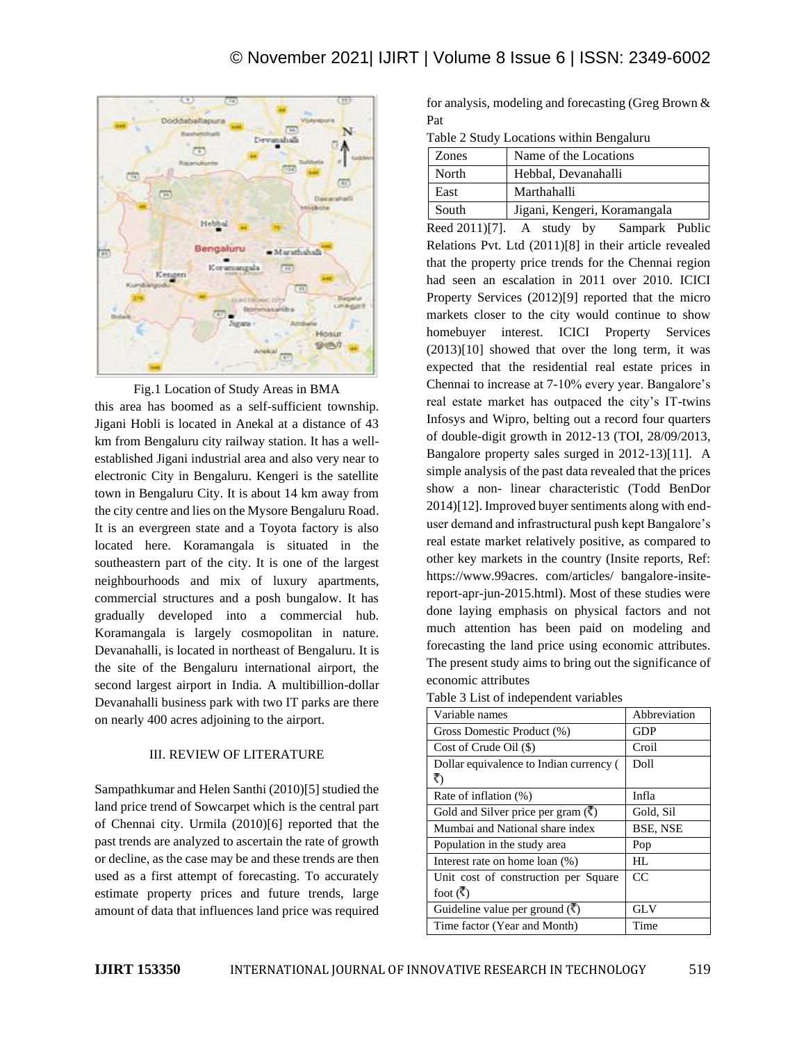Fig.1 Location of Study Areas in BMA

this area has boomed as a self-sufficient township. Jigani Hobli is located in Anekal at a distance of 43 km from Bengaluru city railway station. It has a well-established Jigani industrial area and also very near to electronic City in Bengaluru. Kengeri is the satellite town in Bengaluru City. It is about 14 km away from the city centre and lies on the Mysore Bengaluru Road. It is an evergreen state and a Toyota factory is also located here. Koramangala is situated in the southeastern part of the city. It is one of the largest neighbourhoods and mix of luxury apartments, commercial structures and a posh bungalow. It has gradually developed into a commercial hub. Koramangala is largely cosmopolitan in nature. Devanahalli, is located in northeast of Bengaluru. It is the site of the Bengaluru international airport, the second largest airport in India. A multibillion-dollar Devanahalli business park with two IT parks are there on nearly 400 acres adjoining to the airport.

## III. REVIEW OF LITERATURE

Sampathkumar and Helen Santhi (2010)[5] studied the land price trend of Sowcarpet which is the central part of Chennai city. Urmila (2010)[6] reported that the past trends are analyzed to ascertain the rate of growth or decline, as the case may be and these trends are then used as a first attempt of forecasting. To accurately estimate property prices and future trends, large amount of data that influences land price was required for analysis, modeling and forecasting (Greg Brown & Pat Reed 2011)[7]. A study by Sampark Public Relations Pvt. Ltd (2011)[8] in their article revealed that the property price trends for the Chennai region had seen an escalation in 2011 over 2010. ICICI Property Services (2012)[9] reported that the micro markets closer to the city would continue to show homebuyer interest. ICICI Property Services (2013)[10] showed that over the long term, it was expected that the residential real estate prices in Chennai to increase at 7-10% every year. Bangalore's real estate market has outpaced the city's IT-twins Infosys and Wipro, belting out a record four quarters of double-digit growth in 2012-13 (TOI, 28/09/2013, Bangalore property sales surged in 2012-13)[11]. A simple analysis of the past data revealed that the prices show a non- linear characteristic (Todd BenDor 2014)[12]. Improved buyer sentiments along with end-user demand and infrastructural push kept Bangalore's real estate market relatively positive, as compared to other key markets in the country (Insite reports, Ref: https://www.99acres. com/articles/ bangalore-insite-report-apr-jun-2015.html). Most of these studies were done laying emphasis on physical factors and not much attention has been paid on modeling and forecasting the land price using economic attributes. The present study aims to bring out the significance of economic attributes

Table 2 Study Locations within Bengaluru

| Zones | Name of the Locations |
|---|---|
| North | Hebbal, Devanahalli |
| East | Marthahalli |
| South | Jigani, Kengeri, Koramangala |

Table 3 List of independent variables

| Variable names | Abbreviation |
|---|---|
| Gross Domestic Product (%) | GDP |
| Cost of Crude Oil ($) | Croil |
| Dollar equivalence to Indian currency (₹) | Doll |
| Rate of inflation (%) | Infla |
| Gold and Silver price per gram (₹) | Gold, Sil |
| Mumbai and National share index | BSE, NSE |
| Population in the study area | Pop |
| Interest rate on home loan (%) | HL |
| Unit cost of construction per Square foot (₹) | CC |
| Guideline value per ground (₹) | GLV |
| Time factor (Year and Month) | Time |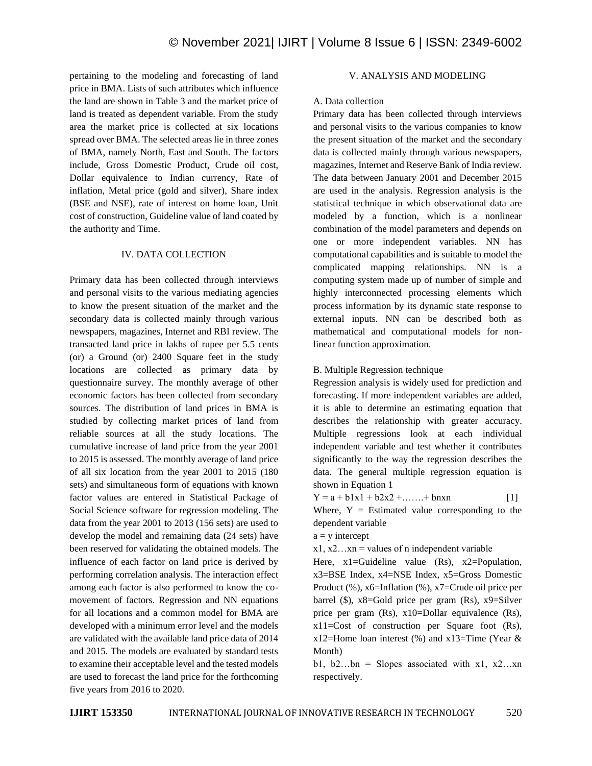pertaining to the modeling and forecasting of land price in BMA. Lists of such attributes which influence the land are shown in Table 3 and the market price of land is treated as dependent variable. From the study area the market price is collected at six locations spread over BMA. The selected areas lie in three zones of BMA, namely North, East and South. The factors include, Gross Domestic Product, Crude oil cost, Dollar equivalence to Indian currency, Rate of inflation, Metal price (gold and silver), Share index (BSE and NSE), rate of interest on home loan, Unit cost of construction, Guideline value of land coated by the authority and Time.

## IV. DATA COLLECTION

Primary data has been collected through interviews and personal visits to the various mediating agencies to know the present situation of the market and the secondary data is collected mainly through various newspapers, magazines, Internet and RBI review. The transacted land price in lakhs of rupee per 5.5 cents (or) a Ground (or) 2400 Square feet in the study locations are collected as primary data by questionnaire survey. The monthly average of other economic factors has been collected from secondary sources. The distribution of land prices in BMA is studied by collecting market prices of land from reliable sources at all the study locations. The cumulative increase of land price from the year 2001 to 2015 is assessed. The monthly average of land price of all six location from the year 2001 to 2015 (180 sets) and simultaneous form of equations with known factor values are entered in Statistical Package of Social Science software for regression modeling. The data from the year 2001 to 2013 (156 sets) are used to develop the model and remaining data (24 sets) have been reserved for validating the obtained models. The influence of each factor on land price is derived by performing correlation analysis. The interaction effect among each factor is also performed to know the co-movement of factors. Regression and NN equations for all locations and a common model for BMA are developed with a minimum error level and the models are validated with the available land price data of 2014 and 2015. The models are evaluated by standard tests to examine their acceptable level and the tested models are used to forecast the land price for the forthcoming five years from 2016 to 2020.

## V. ANALYSIS AND MODELING

### A. Data collection

Primary data has been collected through interviews and personal visits to the various companies to know the present situation of the market and the secondary data is collected mainly through various newspapers, magazines, Internet and Reserve Bank of India review. The data between January 2001 and December 2015 are used in the analysis. Regression analysis is the statistical technique in which observational data are modeled by a function, which is a nonlinear combination of the model parameters and depends on one or more independent variables. NN has computational capabilities and is suitable to model the complicated mapping relationships. NN is a computing system made up of number of simple and highly interconnected processing elements which process information by its dynamic state response to external inputs. NN can be described both as mathematical and computational models for non-linear function approximation.

### B. Multiple Regression technique

Regression analysis is widely used for prediction and forecasting. If more independent variables are added, it is able to determine an estimating equation that describes the relationship with greater accuracy. Multiple regressions look at each individual independent variable and test whether it contributes significantly to the way the regression describes the data. The general multiple regression equation is shown in Equation 1

$$Y = a + b1x1 + b2x2 + \ldots\ldots + bnxn \qquad [1]$$

Where, Y = Estimated value corresponding to the dependent variable

a = y intercept

x1, x2…xn = values of n independent variable

Here, x1=Guideline value (Rs), x2=Population, x3=BSE Index, x4=NSE Index, x5=Gross Domestic Product (%), x6=Inflation (%), x7=Crude oil price per barrel ($), x8=Gold price per gram (Rs), x9=Silver price per gram (Rs), x10=Dollar equivalence (Rs), x11=Cost of construction per Square foot (Rs), x12=Home loan interest (%) and x13=Time (Year & Month)

b1, b2…bn = Slopes associated with x1, x2…xn respectively.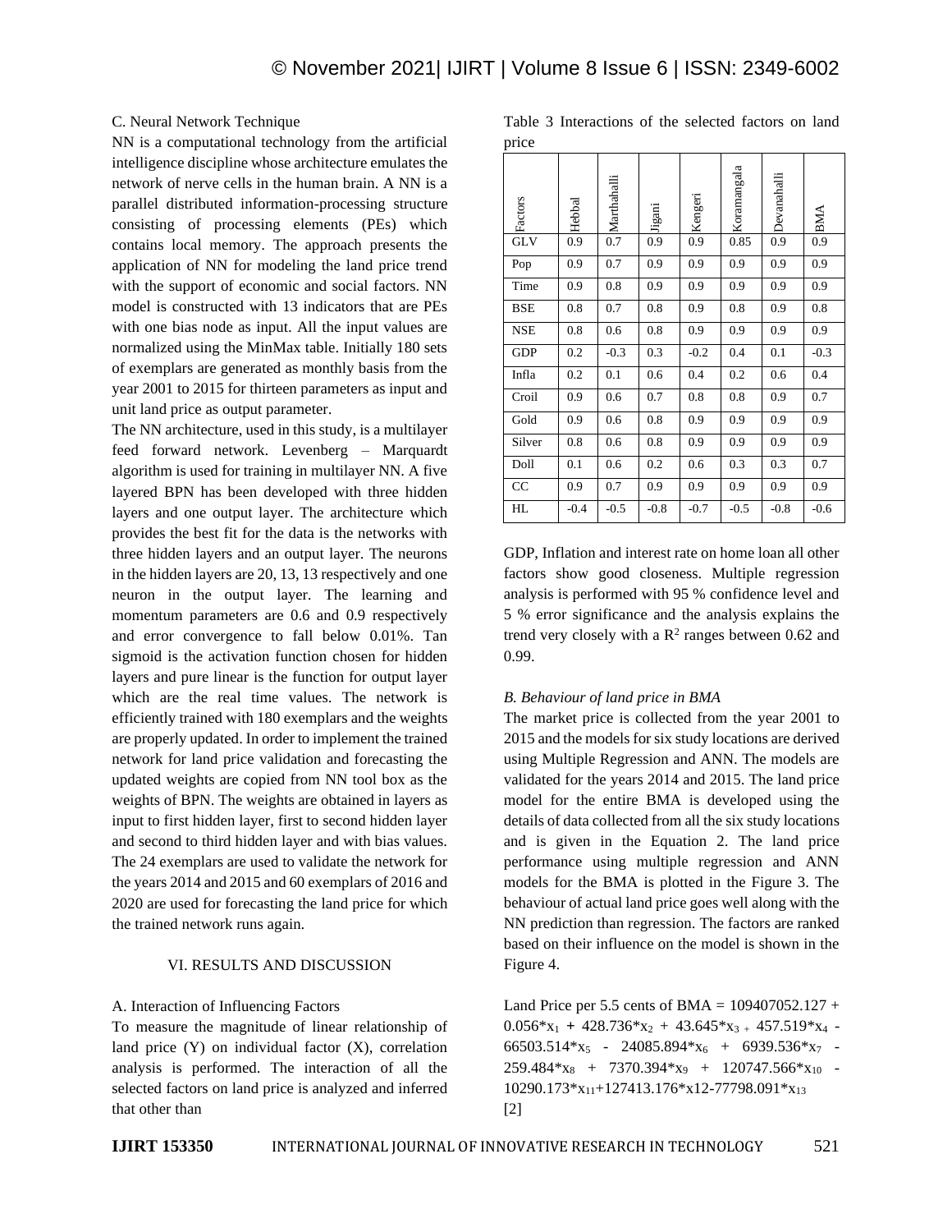### C. Neural Network Technique

NN is a computational technology from the artificial intelligence discipline whose architecture emulates the network of nerve cells in the human brain. A NN is a parallel distributed information-processing structure consisting of processing elements (PEs) which contains local memory. The approach presents the application of NN for modeling the land price trend with the support of economic and social factors. NN model is constructed with 13 indicators that are PEs with one bias node as input. All the input values are normalized using the MinMax table. Initially 180 sets of exemplars are generated as monthly basis from the year 2001 to 2015 for thirteen parameters as input and unit land price as output parameter.

The NN architecture, used in this study, is a multilayer feed forward network. Levenberg – Marquardt algorithm is used for training in multilayer NN. A five layered BPN has been developed with three hidden layers and one output layer. The architecture which provides the best fit for the data is the networks with three hidden layers and an output layer. The neurons in the hidden layers are 20, 13, 13 respectively and one neuron in the output layer. The learning and momentum parameters are 0.6 and 0.9 respectively and error convergence to fall below 0.01%. Tan sigmoid is the activation function chosen for hidden layers and pure linear is the function for output layer which are the real time values. The network is efficiently trained with 180 exemplars and the weights are properly updated. In order to implement the trained network for land price validation and forecasting the updated weights are copied from NN tool box as the weights of BPN. The weights are obtained in layers as input to first hidden layer, first to second hidden layer and second to third hidden layer and with bias values. The 24 exemplars are used to validate the network for the years 2014 and 2015 and 60 exemplars of 2016 and 2020 are used for forecasting the land price for which the trained network runs again.

## VI. RESULTS AND DISCUSSION

### A. Interaction of Influencing Factors

To measure the magnitude of linear relationship of land price (Y) on individual factor (X), correlation analysis is performed. The interaction of all the selected factors on land price is analyzed and inferred that other than GDP, Inflation and interest rate on home loan all other factors show good closeness. Multiple regression analysis is performed with 95 % confidence level and 5 % error significance and the analysis explains the trend very closely with a $R^2$ ranges between 0.62 and 0.99.

Table 3 Interactions of the selected factors on land price

| Factors | Hebbal | Marthahalli | Jigani | Kengeri | Koramangala | Devanahalli | BMA |
|---|---|---|---|---|---|---|---|
| GLV | 0.9 | 0.7 | 0.9 | 0.9 | 0.85 | 0.9 | 0.9 |
| Pop | 0.9 | 0.7 | 0.9 | 0.9 | 0.9 | 0.9 | 0.9 |
| Time | 0.9 | 0.8 | 0.9 | 0.9 | 0.9 | 0.9 | 0.9 |
| BSE | 0.8 | 0.7 | 0.8 | 0.9 | 0.8 | 0.9 | 0.8 |
| NSE | 0.8 | 0.6 | 0.8 | 0.9 | 0.9 | 0.9 | 0.9 |
| GDP | 0.2 | -0.3 | 0.3 | -0.2 | 0.4 | 0.1 | -0.3 |
| Infla | 0.2 | 0.1 | 0.6 | 0.4 | 0.2 | 0.6 | 0.4 |
| Croil | 0.9 | 0.6 | 0.7 | 0.8 | 0.8 | 0.9 | 0.7 |
| Gold | 0.9 | 0.6 | 0.8 | 0.9 | 0.9 | 0.9 | 0.9 |
| Silver | 0.8 | 0.6 | 0.8 | 0.9 | 0.9 | 0.9 | 0.9 |
| Doll | 0.1 | 0.6 | 0.2 | 0.6 | 0.3 | 0.3 | 0.7 |
| CC | 0.9 | 0.7 | 0.9 | 0.9 | 0.9 | 0.9 | 0.9 |
| HL | -0.4 | -0.5 | -0.8 | -0.7 | -0.5 | -0.8 | -0.6 |

### *B. Behaviour of land price in BMA*

The market price is collected from the year 2001 to 2015 and the models for six study locations are derived using Multiple Regression and ANN. The models are validated for the years 2014 and 2015. The land price model for the entire BMA is developed using the details of data collected from all the six study locations and is given in the Equation 2. The land price performance using multiple regression and ANN models for the BMA is plotted in the Figure 3. The behaviour of actual land price goes well along with the NN prediction than regression. The factors are ranked based on their influence on the model is shown in the Figure 4.

$$\text{Land Price per 5.5 cents of BMA} = 109407052.127 + 0.056 x_1 + 428.736 x_2 + 43.645 x_3 + 457.519 x_4 - 66503.514 x_5 - 24085.894 x_6 + 6939.536 x_7 - 259.484 x_8 + 7370.394 x_9 + 120747.566 x_{10} - 10290.173 x_{11} + 127413.176 x_{12} - 77798.091 x_{13} \quad [2]$$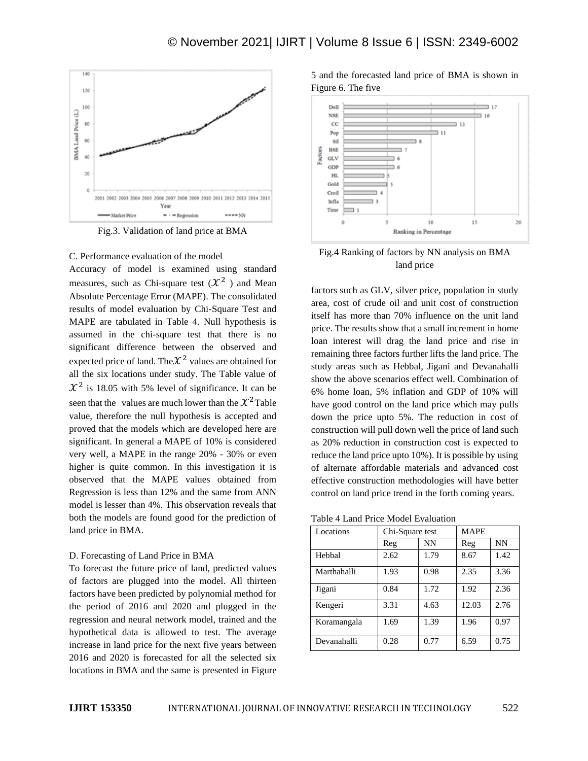Fig.3. Validation of land price at BMA

C. Performance evaluation of the model

Accuracy of model is examined using standard measures, such as Chi-square test ($\mathcal{X}^2$) and Mean Absolute Percentage Error (MAPE). The consolidated results of model evaluation by Chi-Square Test and MAPE are tabulated in Table 4. Null hypothesis is assumed in the chi-square test that there is no significant difference between the observed and expected price of land. The $\mathcal{X}^2$ values are obtained for all the six locations under study. The Table value of $\mathcal{X}^2$ is 18.05 with 5% level of significance. It can be seen that the values are much lower than the $\mathcal{X}^2$ Table value, therefore the null hypothesis is accepted and proved that the models which are developed here are significant. In general a MAPE of 10% is considered very well, a MAPE in the range 20% - 30% or even higher is quite common. In this investigation it is observed that the MAPE values obtained from Regression is less than 12% and the same from ANN model is lesser than 4%. This observation reveals that both the models are found good for the prediction of land price in BMA.

D. Forecasting of Land Price in BMA

To forecast the future price of land, predicted values of factors are plugged into the model. All thirteen factors have been predicted by polynomial method for the period of 2016 and 2020 and plugged in the regression and neural network model, trained and the hypothetical data is allowed to test. The average increase in land price for the next five years between 2016 and 2020 is forecasted for all the selected six locations in BMA and the same is presented in Figure 5 and the forecasted land price of BMA is shown in Figure 6. The five

Fig.4 Ranking of factors by NN analysis on BMA land price

factors such as GLV, silver price, population in study area, cost of crude oil and unit cost of construction itself has more than 70% influence on the unit land price. The results show that a small increment in home loan interest will drag the land price and rise in remaining three factors further lifts the land price. The study areas such as Hebbal, Jigani and Devanahalli show the above scenarios effect well. Combination of 6% home loan, 5% inflation and GDP of 10% will have good control on the land price which may pulls down the price upto 5%. The reduction in cost of construction will pull down well the price of land such as 20% reduction in construction cost is expected to reduce the land price upto 10%). It is possible by using of alternate affordable materials and advanced cost effective construction methodologies will have better control on land price trend in the forth coming years.

Table 4 Land Price Model Evaluation

| Locations | Chi-Square test | | MAPE | |
|---|---|---|---|---|
| | Reg | NN | Reg | NN |
| Hebbal | 2.62 | 1.79 | 8.67 | 1.42 |
| Marthahalli | 1.93 | 0.98 | 2.35 | 3.36 |
| Jigani | 0.84 | 1.72 | 1.92 | 2.36 |
| Kengeri | 3.31 | 4.63 | 12.03 | 2.76 |
| Koramangala | 1.69 | 1.39 | 1.96 | 0.97 |
| Devanahalli | 0.28 | 0.77 | 6.59 | 0.75 |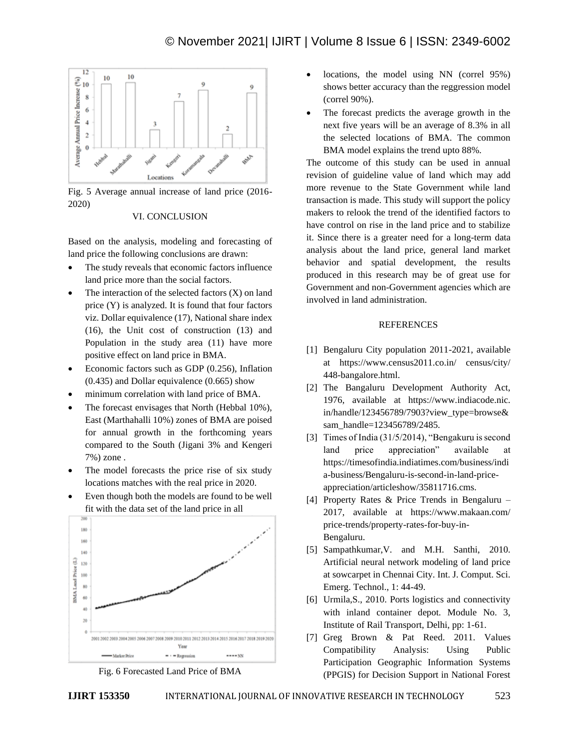Fig. 5 Average annual increase of land price (2016-2020)

## VI. CONCLUSION

Based on the analysis, modeling and forecasting of land price the following conclusions are drawn:

- The study reveals that economic factors influence land price more than the social factors.
- The interaction of the selected factors (X) on land price (Y) is analyzed. It is found that four factors viz. Dollar equivalence (17), National share index (16), the Unit cost of construction (13) and Population in the study area (11) have more positive effect on land price in BMA.
- Economic factors such as GDP (0.256), Inflation (0.435) and Dollar equivalence (0.665) show
- minimum correlation with land price of BMA.
- The forecast envisages that North (Hebbal 10%), East (Marthahalli 10%) zones of BMA are poised for annual growth in the forthcoming years compared to the South (Jigani 3% and Kengeri 7%) zone .
- The model forecasts the price rise of six study locations matches with the real price in 2020.
- Even though both the models are found to be well fit with the data set of the land price in all
- locations, the model using NN (correl 95%) shows better accuracy than the reggression model (correl 90%).
- The forecast predicts the average growth in the next five years will be an average of 8.3% in all the selected locations of BMA. The common BMA model explains the trend upto 88%.

Fig. 6 Forecasted Land Price of BMA

The outcome of this study can be used in annual revision of guideline value of land which may add more revenue to the State Government while land transaction is made. This study will support the policy makers to relook the trend of the identified factors to have control on rise in the land price and to stabilize it. Since there is a greater need for a long-term data analysis about the land price, general land market behavior and spatial development, the results produced in this research may be of great use for Government and non-Government agencies which are involved in land administration.

## REFERENCES

[1] Bengaluru City population 2011-2021, available at https://www.census2011.co.in/ census/city/ 448-bangalore.html.

[2] The Bangaluru Development Authority Act, 1976, available at https://www.indiacode.nic.in/handle/123456789/7903?view_type=browse&sam_handle=123456789/2485.

[3] Times of India (31/5/2014), "Bengakuru is second land price appreciation" available at https://timesofindia.indiatimes.com/business/india-business/Bengaluru-is-second-in-land-price-appreciation/articleshow/35811716.cms.

[4] Property Rates & Price Trends in Bengaluru – 2017, available at https://www.makaan.com/price-trends/property-rates-for-buy-in-Bengaluru.

[5] Sampathkumar,V. and M.H. Santhi, 2010. Artificial neural network modeling of land price at sowcarpet in Chennai City. Int. J. Comput. Sci. Emerg. Technol., 1: 44-49.

[6] Urmila,S., 2010. Ports logistics and connectivity with inland container depot. Module No. 3, Institute of Rail Transport, Delhi, pp: 1-61.

[7] Greg Brown & Pat Reed. 2011. Values Compatibility Analysis: Using Public Participation Geographic Information Systems (PPGIS) for Decision Support in National Forest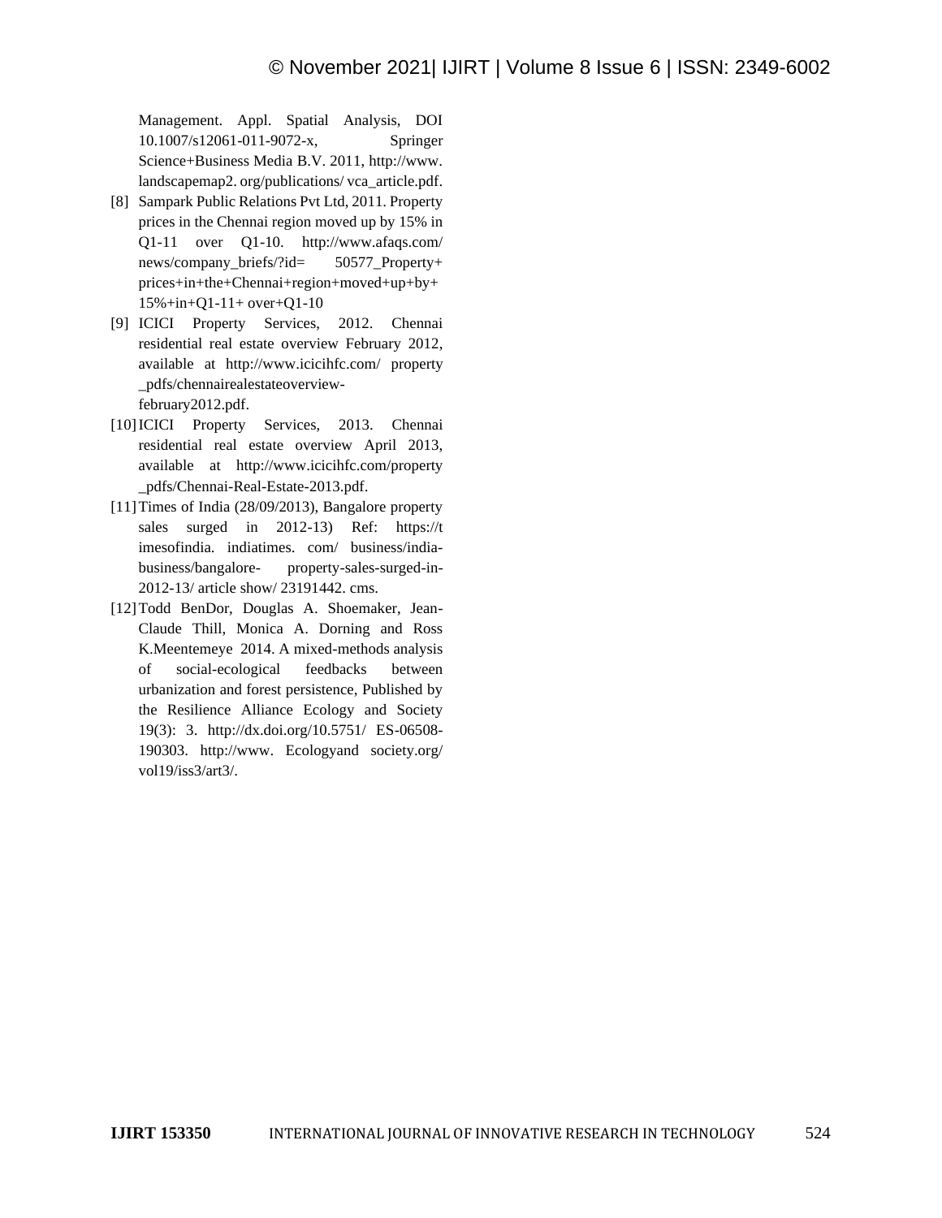Management. Appl. Spatial Analysis, DOI 10.1007/s12061-011-9072-x, Springer Science+Business Media B.V. 2011, http://www. landscapemap2. org/publications/ vca_article.pdf.

[8] Sampark Public Relations Pvt Ltd, 2011. Property prices in the Chennai region moved up by 15% in Q1-11 over Q1-10. http://www.afaqs.com/ news/company_briefs/?id= 50577_Property+ prices+in+the+Chennai+region+moved+up+by+ 15%+in+Q1-11+ over+Q1-10

[9] ICICI Property Services, 2012. Chennai residential real estate overview February 2012, available at http://www.icicihfc.com/ property _pdfs/chennairealestateoverview-february2012.pdf.

[10] ICICI Property Services, 2013. Chennai residential real estate overview April 2013, available at http://www.icicihfc.com/property _pdfs/Chennai-Real-Estate-2013.pdf.

[11] Times of India (28/09/2013), Bangalore property sales surged in 2012-13) Ref: https://t imesofindia. indiatimes. com/ business/india-business/bangalore- property-sales-surged-in-2012-13/ article show/ 23191442. cms.

[12] Todd BenDor, Douglas A. Shoemaker, Jean-Claude Thill, Monica A. Dorning and Ross K.Meentemeye 2014. A mixed-methods analysis of social-ecological feedbacks between urbanization and forest persistence, Published by the Resilience Alliance Ecology and Society 19(3): 3. http://dx.doi.org/10.5751/ ES-06508-190303. http://www. Ecologyand society.org/ vol19/iss3/art3/.